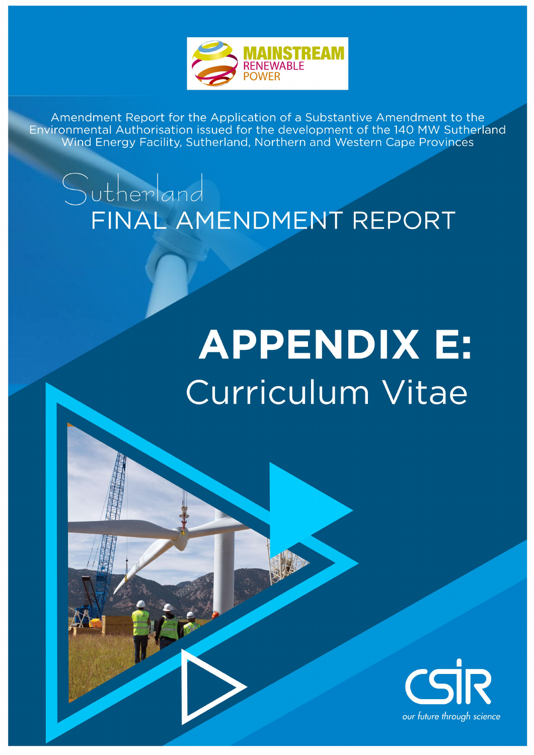MAINSTREAM RENEWABLE POWER

Amendment Report for the Application of a Substantive Amendment to the Environmental Authorisation issued for the development of the 140 MW Sutherland Wind Energy Facility, Sutherland, Northern and Western Cape Provinces

# Sutherland FINAL AMENDMENT REPORT

# APPENDIX E:

## Curriculum Vitae

CSIR

*our future through science*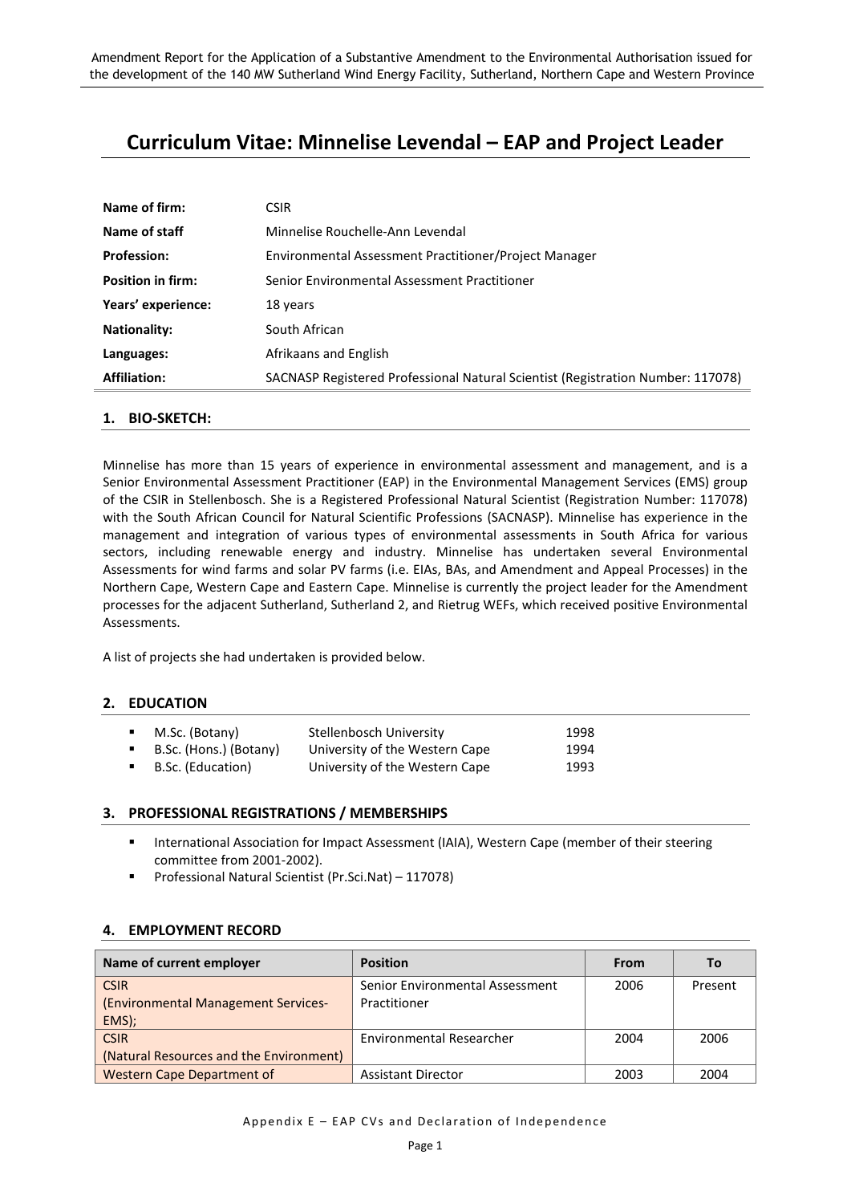# Curriculum Vitae: Minnelise Levendal – EAP and Project Leader

| | |
|---|---|
| **Name of firm:** | CSIR |
| **Name of staff** | Minnelise Rouchelle-Ann Levendal |
| **Profession:** | Environmental Assessment Practitioner/Project Manager |
| **Position in firm:** | Senior Environmental Assessment Practitioner |
| **Years' experience:** | 18 years |
| **Nationality:** | South African |
| **Languages:** | Afrikaans and English |
| **Affiliation:** | SACNASP Registered Professional Natural Scientist (Registration Number: 117078) |

## 1. BIO-SKETCH:

Minnelise has more than 15 years of experience in environmental assessment and management, and is a Senior Environmental Assessment Practitioner (EAP) in the Environmental Management Services (EMS) group of the CSIR in Stellenbosch. She is a Registered Professional Natural Scientist (Registration Number: 117078) with the South African Council for Natural Scientific Professions (SACNASP). Minnelise has experience in the management and integration of various types of environmental assessments in South Africa for various sectors, including renewable energy and industry. Minnelise has undertaken several Environmental Assessments for wind farms and solar PV farms (i.e. EIAs, BAs, and Amendment and Appeal Processes) in the Northern Cape, Western Cape and Eastern Cape. Minnelise is currently the project leader for the Amendment processes for the adjacent Sutherland, Sutherland 2, and Rietrug WEFs, which received positive Environmental Assessments.

A list of projects she had undertaken is provided below.

## 2. EDUCATION

- M.Sc. (Botany) — Stellenbosch University — 1998
- B.Sc. (Hons.) (Botany) — University of the Western Cape — 1994
- B.Sc. (Education) — University of the Western Cape — 1993

## 3. PROFESSIONAL REGISTRATIONS / MEMBERSHIPS

- International Association for Impact Assessment (IAIA), Western Cape (member of their steering committee from 2001-2002).
- Professional Natural Scientist (Pr.Sci.Nat) – 117078)

## 4. EMPLOYMENT RECORD

| Name of current employer | Position | From | To |
|---|---|---|---|
| CSIR (Environmental Management Services-EMS); | Senior Environmental Assessment Practitioner | 2006 | Present |
| CSIR (Natural Resources and the Environment) | Environmental Researcher | 2004 | 2006 |
| Western Cape Department of | Assistant Director | 2003 | 2004 |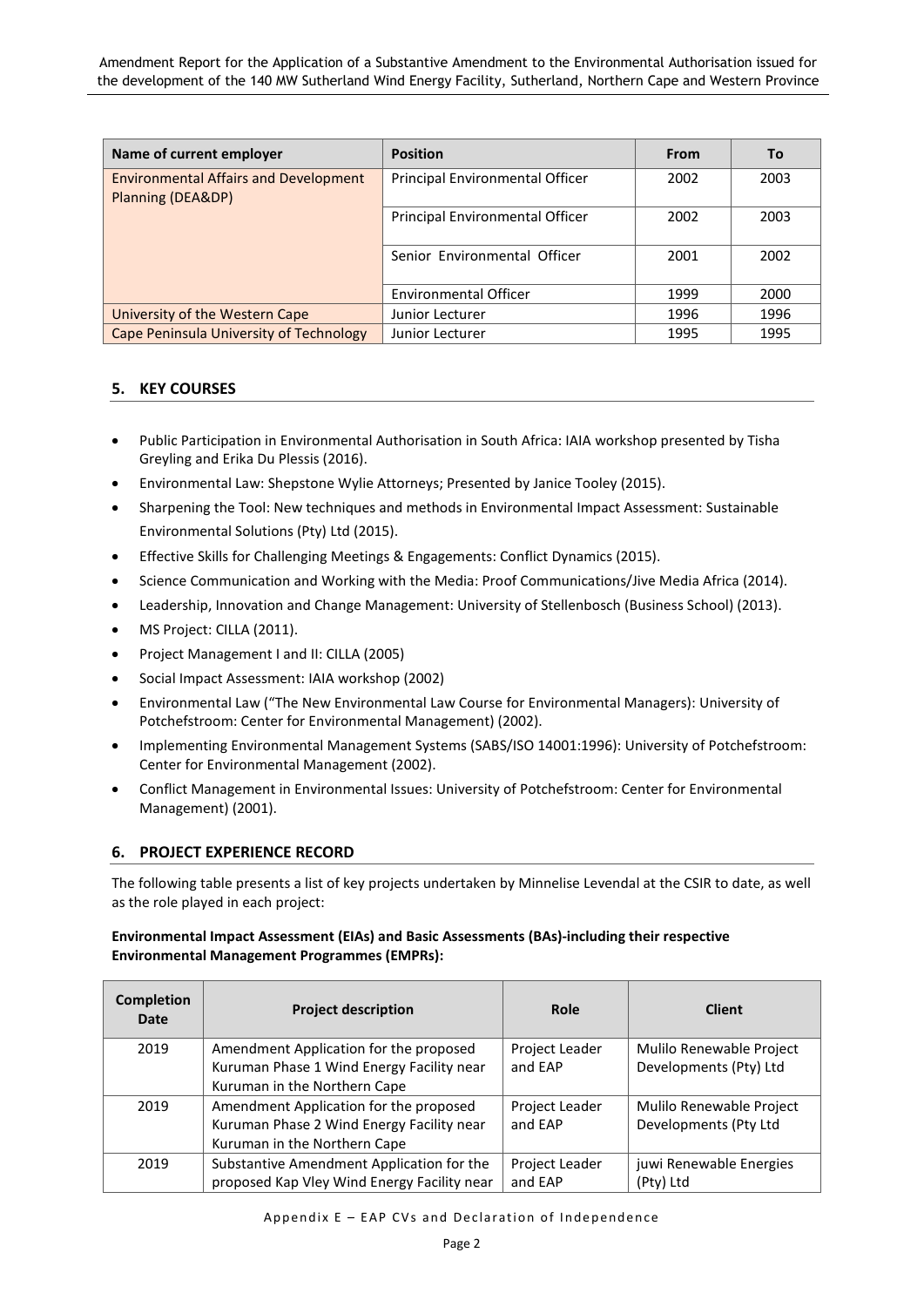| Name of current employer | Position | From | To |
|---|---|---|---|
| Environmental Affairs and Development Planning (DEA&DP) | Principal Environmental Officer | 2002 | 2003 |
| | Principal Environmental Officer | 2002 | 2003 |
| | Senior Environmental Officer | 2001 | 2002 |
| | Environmental Officer | 1999 | 2000 |
| University of the Western Cape | Junior Lecturer | 1996 | 1996 |
| Cape Peninsula University of Technology | Junior Lecturer | 1995 | 1995 |

## 5. KEY COURSES

- Public Participation in Environmental Authorisation in South Africa: IAIA workshop presented by Tisha Greyling and Erika Du Plessis (2016).
- Environmental Law: Shepstone Wylie Attorneys; Presented by Janice Tooley (2015).
- Sharpening the Tool: New techniques and methods in Environmental Impact Assessment: Sustainable Environmental Solutions (Pty) Ltd (2015).
- Effective Skills for Challenging Meetings & Engagements: Conflict Dynamics (2015).
- Science Communication and Working with the Media: Proof Communications/Jive Media Africa (2014).
- Leadership, Innovation and Change Management: University of Stellenbosch (Business School) (2013).
- MS Project: CILLA (2011).
- Project Management I and II: CILLA (2005)
- Social Impact Assessment: IAIA workshop (2002)
- Environmental Law ("The New Environmental Law Course for Environmental Managers): University of Potchefstroom: Center for Environmental Management) (2002).
- Implementing Environmental Management Systems (SABS/ISO 14001:1996): University of Potchefstroom: Center for Environmental Management (2002).
- Conflict Management in Environmental Issues: University of Potchefstroom: Center for Environmental Management) (2001).

## 6. PROJECT EXPERIENCE RECORD

The following table presents a list of key projects undertaken by Minnelise Levendal at the CSIR to date, as well as the role played in each project:

**Environmental Impact Assessment (EIAs) and Basic Assessments (BAs)-including their respective Environmental Management Programmes (EMPRs):**

| Completion Date | Project description | Role | Client |
|---|---|---|---|
| 2019 | Amendment Application for the proposed Kuruman Phase 1 Wind Energy Facility near Kuruman in the Northern Cape | Project Leader and EAP | Mulilo Renewable Project Developments (Pty) Ltd |
| 2019 | Amendment Application for the proposed Kuruman Phase 2 Wind Energy Facility near Kuruman in the Northern Cape | Project Leader and EAP | Mulilo Renewable Project Developments (Pty Ltd |
| 2019 | Substantive Amendment Application for the proposed Kap Vley Wind Energy Facility near | Project Leader and EAP | juwi Renewable Energies (Pty) Ltd |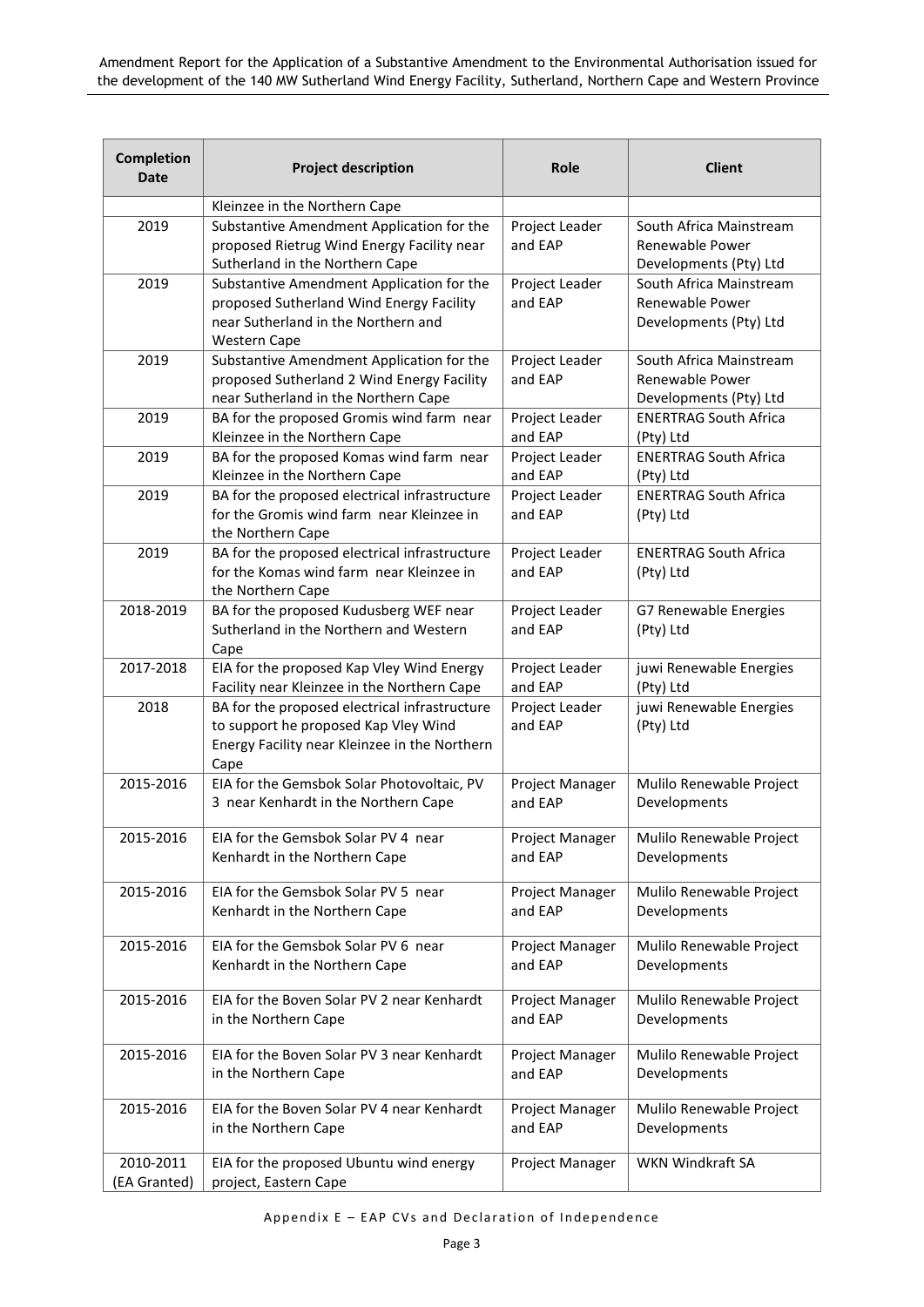| Completion Date | Project description | Role | Client |
|---|---|---|---|
| | Kleinzee in the Northern Cape | | |
| 2019 | Substantive Amendment Application for the proposed Rietrug Wind Energy Facility near Sutherland in the Northern Cape | Project Leader and EAP | South Africa Mainstream Renewable Power Developments (Pty) Ltd |
| 2019 | Substantive Amendment Application for the proposed Sutherland Wind Energy Facility near Sutherland in the Northern and Western Cape | Project Leader and EAP | South Africa Mainstream Renewable Power Developments (Pty) Ltd |
| 2019 | Substantive Amendment Application for the proposed Sutherland 2 Wind Energy Facility near Sutherland in the Northern Cape | Project Leader and EAP | South Africa Mainstream Renewable Power Developments (Pty) Ltd |
| 2019 | BA for the proposed Gromis wind farm near Kleinzee in the Northern Cape | Project Leader and EAP | ENERTRAG South Africa (Pty) Ltd |
| 2019 | BA for the proposed Komas wind farm near Kleinzee in the Northern Cape | Project Leader and EAP | ENERTRAG South Africa (Pty) Ltd |
| 2019 | BA for the proposed electrical infrastructure for the Gromis wind farm near Kleinzee in the Northern Cape | Project Leader and EAP | ENERTRAG South Africa (Pty) Ltd |
| 2019 | BA for the proposed electrical infrastructure for the Komas wind farm near Kleinzee in the Northern Cape | Project Leader and EAP | ENERTRAG South Africa (Pty) Ltd |
| 2018-2019 | BA for the proposed Kudusberg WEF near Sutherland in the Northern and Western Cape | Project Leader and EAP | G7 Renewable Energies (Pty) Ltd |
| 2017-2018 | EIA for the proposed Kap Vley Wind Energy Facility near Kleinzee in the Northern Cape | Project Leader and EAP | juwi Renewable Energies (Pty) Ltd |
| 2018 | BA for the proposed electrical infrastructure to support he proposed Kap Vley Wind Energy Facility near Kleinzee in the Northern Cape | Project Leader and EAP | juwi Renewable Energies (Pty) Ltd |
| 2015-2016 | EIA for the Gemsbok Solar Photovoltaic, PV 3 near Kenhardt in the Northern Cape | Project Manager and EAP | Mulilo Renewable Project Developments |
| 2015-2016 | EIA for the Gemsbok Solar PV 4 near Kenhardt in the Northern Cape | Project Manager and EAP | Mulilo Renewable Project Developments |
| 2015-2016 | EIA for the Gemsbok Solar PV 5 near Kenhardt in the Northern Cape | Project Manager and EAP | Mulilo Renewable Project Developments |
| 2015-2016 | EIA for the Gemsbok Solar PV 6 near Kenhardt in the Northern Cape | Project Manager and EAP | Mulilo Renewable Project Developments |
| 2015-2016 | EIA for the Boven Solar PV 2 near Kenhardt in the Northern Cape | Project Manager and EAP | Mulilo Renewable Project Developments |
| 2015-2016 | EIA for the Boven Solar PV 3 near Kenhardt in the Northern Cape | Project Manager and EAP | Mulilo Renewable Project Developments |
| 2015-2016 | EIA for the Boven Solar PV 4 near Kenhardt in the Northern Cape | Project Manager and EAP | Mulilo Renewable Project Developments |
| 2010-2011 (EA Granted) | EIA for the proposed Ubuntu wind energy project, Eastern Cape | Project Manager | WKN Windkraft SA |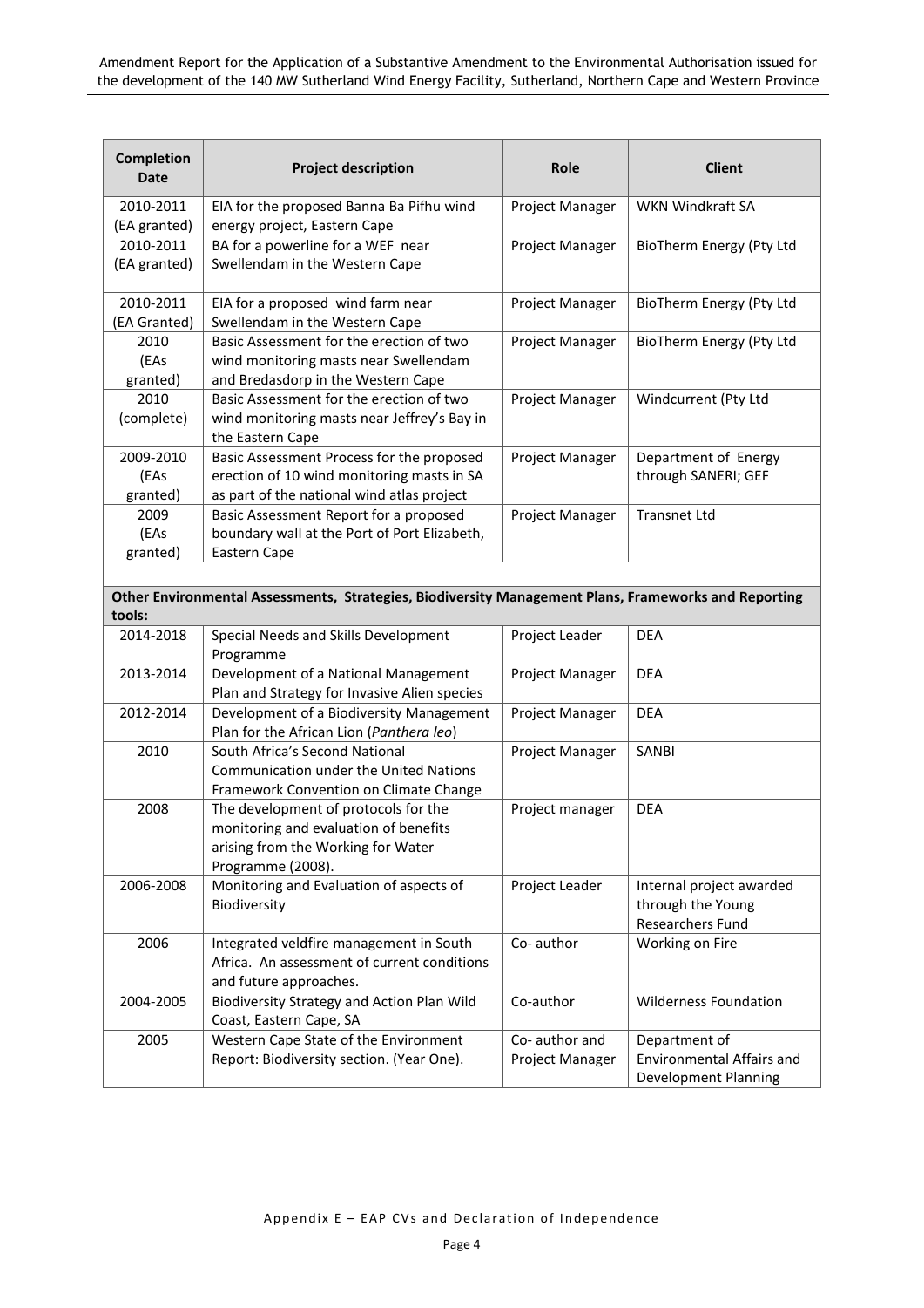| Completion Date | Project description | Role | Client |
| --- | --- | --- | --- |
| 2010-2011 (EA granted) | EIA for the proposed Banna Ba Pifhu wind energy project, Eastern Cape | Project Manager | WKN Windkraft SA |
| 2010-2011 (EA granted) | BA for a powerline for a WEF near Swellendam in the Western Cape | Project Manager | BioTherm Energy (Pty Ltd |
| 2010-2011 (EA Granted) | EIA for a proposed wind farm near Swellendam in the Western Cape | Project Manager | BioTherm Energy (Pty Ltd |
| 2010 (EAs granted) | Basic Assessment for the erection of two wind monitoring masts near Swellendam and Bredasdorp in the Western Cape | Project Manager | BioTherm Energy (Pty Ltd |
| 2010 (complete) | Basic Assessment for the erection of two wind monitoring masts near Jeffrey's Bay in the Eastern Cape | Project Manager | Windcurrent (Pty Ltd |
| 2009-2010 (EAs granted) | Basic Assessment Process for the proposed erection of 10 wind monitoring masts in SA as part of the national wind atlas project | Project Manager | Department of Energy through SANERI; GEF |
| 2009 (EAs granted) | Basic Assessment Report for a proposed boundary wall at the Port of Port Elizabeth, Eastern Cape | Project Manager | Transnet Ltd |
| | | | |
| **Other Environmental Assessments, Strategies, Biodiversity Management Plans, Frameworks and Reporting tools:** | | | |
| 2014-2018 | Special Needs and Skills Development Programme | Project Leader | DEA |
| 2013-2014 | Development of a National Management Plan and Strategy for Invasive Alien species | Project Manager | DEA |
| 2012-2014 | Development of a Biodiversity Management Plan for the African Lion (*Panthera leo*) | Project Manager | DEA |
| 2010 | South Africa's Second National Communication under the United Nations Framework Convention on Climate Change | Project Manager | SANBI |
| 2008 | The development of protocols for the monitoring and evaluation of benefits arising from the Working for Water Programme (2008). | Project manager | DEA |
| 2006-2008 | Monitoring and Evaluation of aspects of Biodiversity | Project Leader | Internal project awarded through the Young Researchers Fund |
| 2006 | Integrated veldfire management in South Africa. An assessment of current conditions and future approaches. | Co- author | Working on Fire |
| 2004-2005 | Biodiversity Strategy and Action Plan Wild Coast, Eastern Cape, SA | Co-author | Wilderness Foundation |
| 2005 | Western Cape State of the Environment Report: Biodiversity section. (Year One). | Co- author and Project Manager | Department of Environmental Affairs and Development Planning |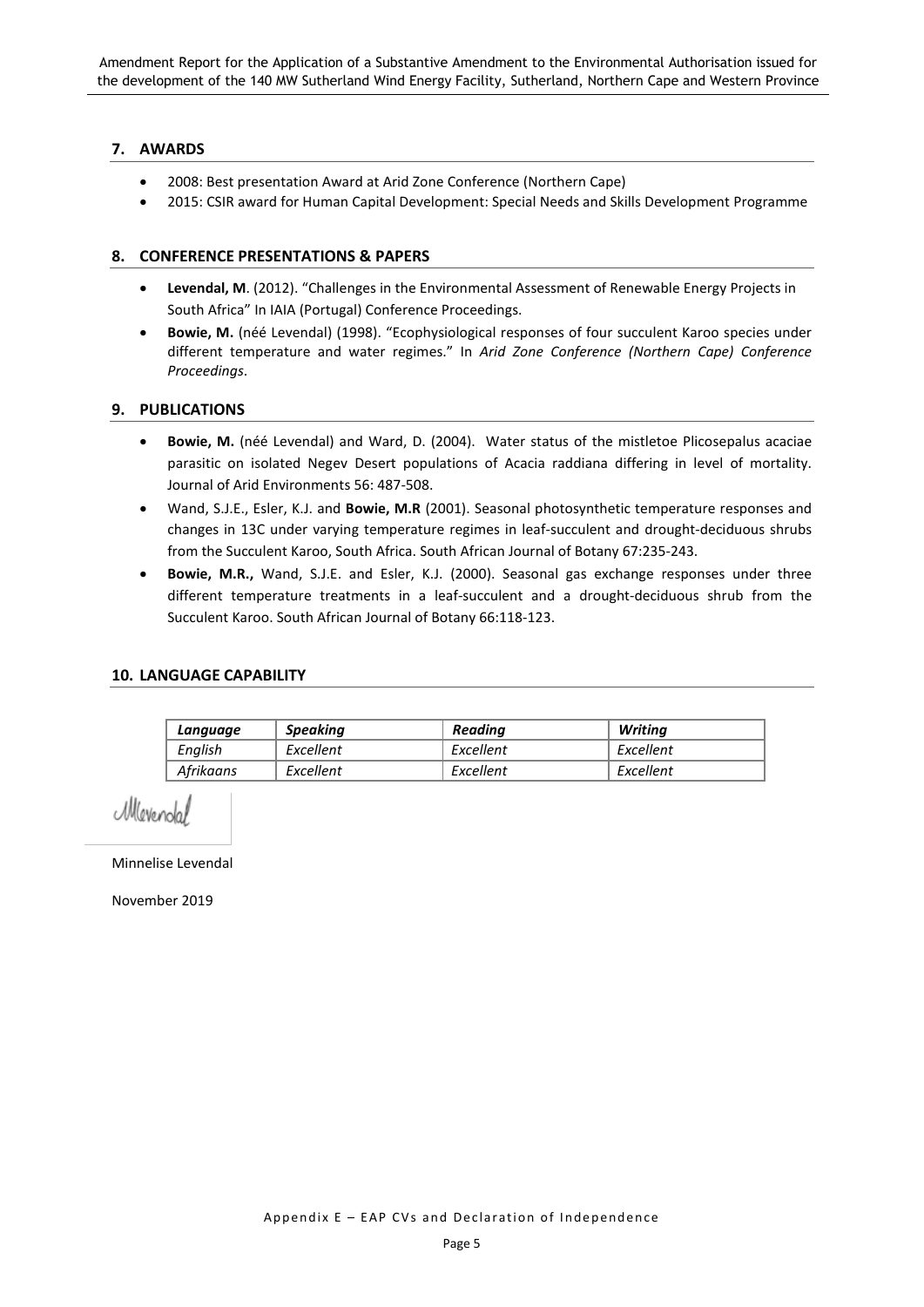## 7. AWARDS

- 2008: Best presentation Award at Arid Zone Conference (Northern Cape)
- 2015: CSIR award for Human Capital Development: Special Needs and Skills Development Programme

## 8. CONFERENCE PRESENTATIONS & PAPERS

- **Levendal, M**. (2012). "Challenges in the Environmental Assessment of Renewable Energy Projects in South Africa" In IAIA (Portugal) Conference Proceedings.
- **Bowie, M.** (néé Levendal) (1998). "Ecophysiological responses of four succulent Karoo species under different temperature and water regimes." In *Arid Zone Conference (Northern Cape) Conference Proceedings*.

## 9. PUBLICATIONS

- **Bowie, M.** (néé Levendal) and Ward, D. (2004). Water status of the mistletoe Plicosepalus acaciae parasitic on isolated Negev Desert populations of Acacia raddiana differing in level of mortality. Journal of Arid Environments 56: 487-508.
- Wand, S.J.E., Esler, K.J. and **Bowie, M.R** (2001). Seasonal photosynthetic temperature responses and changes in 13C under varying temperature regimes in leaf-succulent and drought-deciduous shrubs from the Succulent Karoo, South Africa. South African Journal of Botany 67:235-243.
- **Bowie, M.R.,** Wand, S.J.E. and Esler, K.J. (2000). Seasonal gas exchange responses under three different temperature treatments in a leaf-succulent and a drought-deciduous shrub from the Succulent Karoo. South African Journal of Botany 66:118-123.

## 10. LANGUAGE CAPABILITY

| *Language* | *Speaking* | *Reading* | *Writing* |
|---|---|---|---|
| *English* | *Excellent* | *Excellent* | *Excellent* |
| *Afrikaans* | *Excellent* | *Excellent* | *Excellent* |

MLevendal

Minnelise Levendal

November 2019